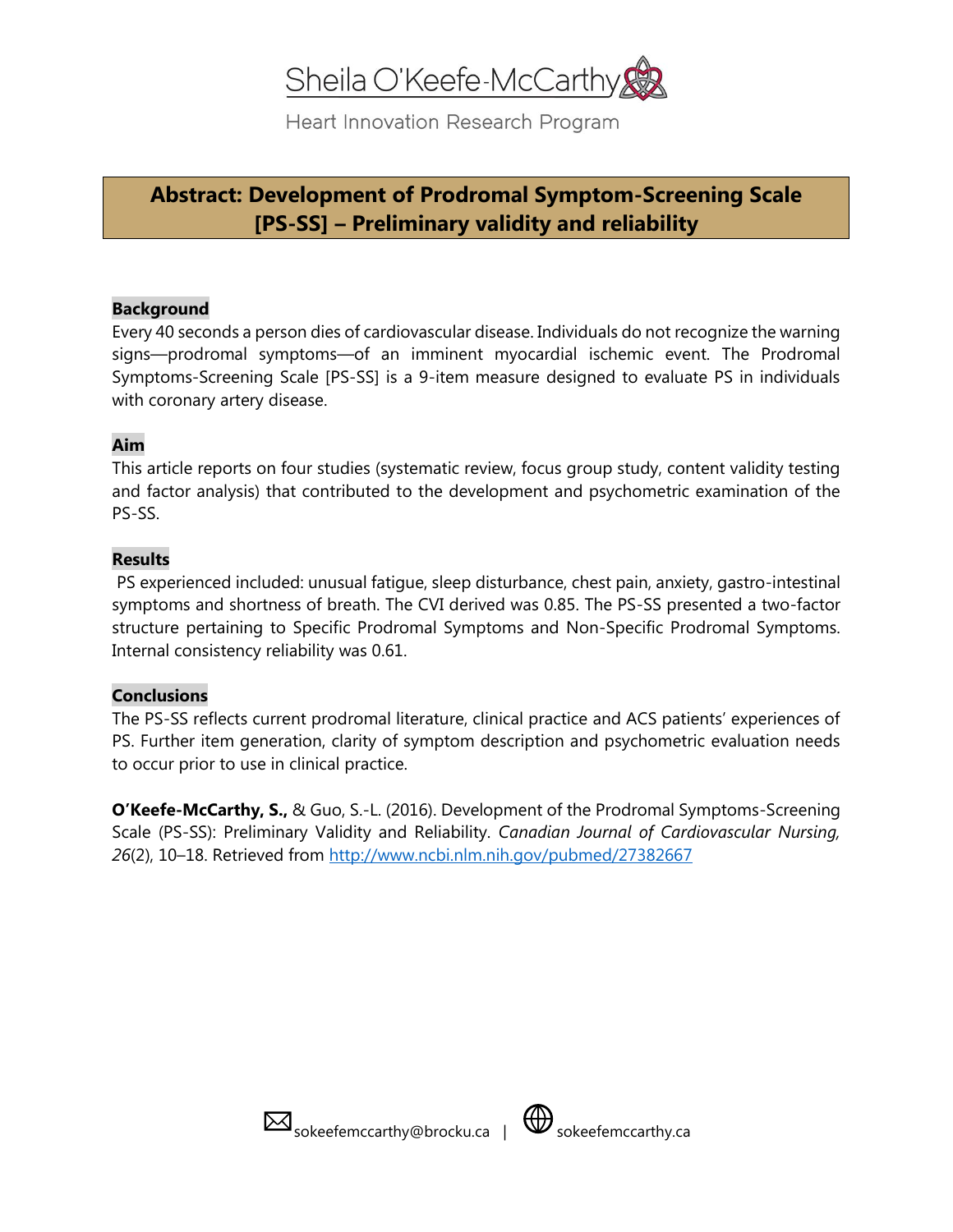Sheila O'Keefe-McCarthy

Heart Innovation Research Program

# Abstract: Development of Prodromal Symptom-Screening Scale [PS-SS] – Preliminary validity and reliability

## Background

Every 40 seconds a person dies of cardiovascular disease. Individuals do not recognize the warning signs—prodromal symptoms—of an imminent myocardial ischemic event. The Prodromal Symptoms-Screening Scale [PS-SS] is a 9-item measure designed to evaluate PS in individuals with coronary artery disease.

## Aim

This article reports on four studies (systematic review, focus group study, content validity testing and factor analysis) that contributed to the development and psychometric examination of the PS-SS.

## Results

PS experienced included: unusual fatigue, sleep disturbance, chest pain, anxiety, gastro-intestinal symptoms and shortness of breath. The CVI derived was 0.85. The PS-SS presented a two-factor structure pertaining to Specific Prodromal Symptoms and Non-Specific Prodromal Symptoms. Internal consistency reliability was 0.61.

## Conclusions

The PS-SS reflects current prodromal literature, clinical practice and ACS patients' experiences of PS. Further item generation, clarity of symptom description and psychometric evaluation needs to occur prior to use in clinical practice.

**O'Keefe-McCarthy, S.,** & Guo, S.-L. (2016). Development of the Prodromal Symptoms-Screening Scale (PS-SS): Preliminary Validity and Reliability. *Canadian Journal of Cardiovascular Nursing, 26*(2), 10–18. Retrieved from http://www.ncbi.nlm.nih.gov/pubmed/27382667

sokeefemccarthy@brocku.ca | sokeefemccarthy.ca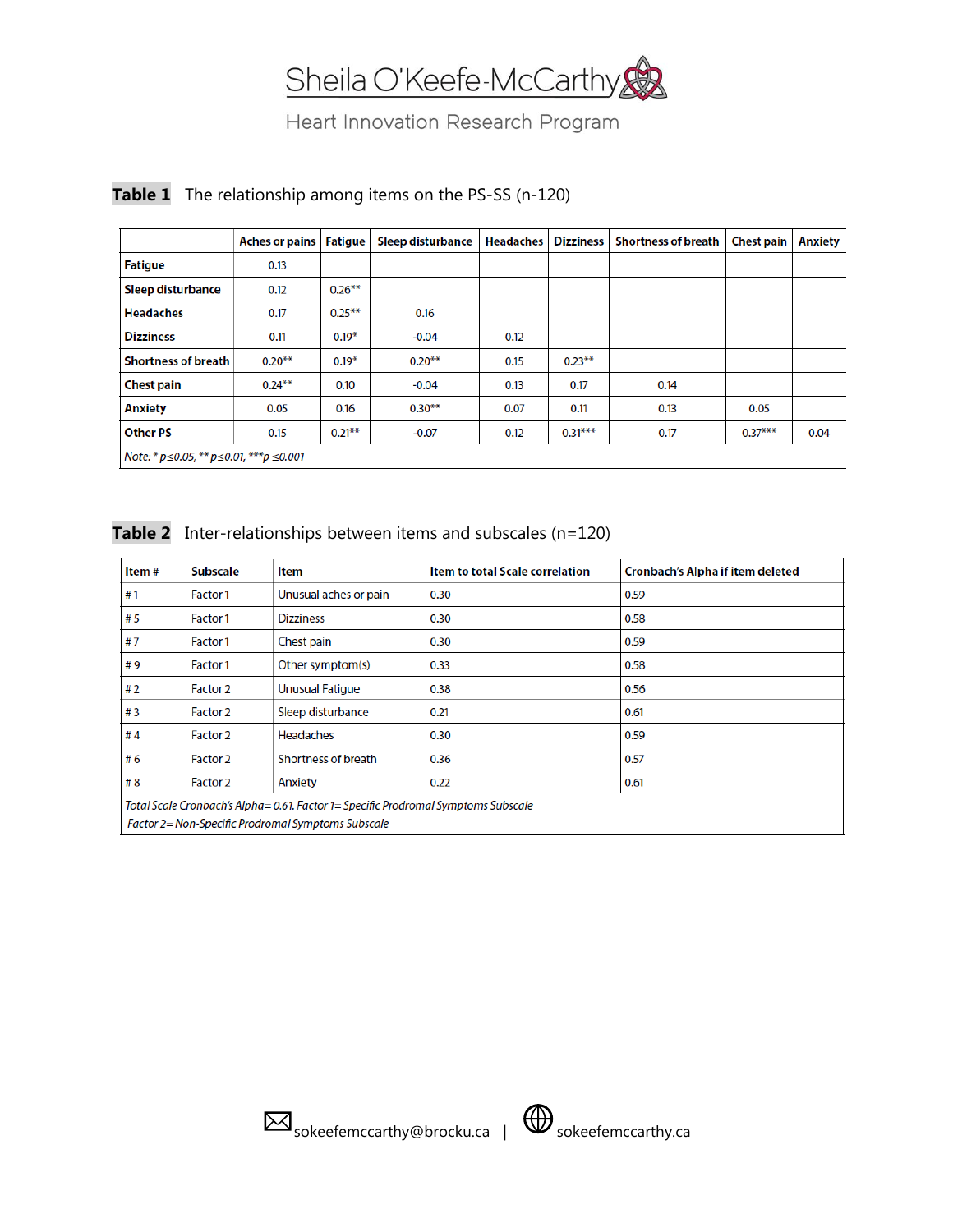**Table 1** The relationship among items on the PS-SS (n-120)

| | Aches or pains | Fatigue | Sleep disturbance | Headaches | Dizziness | Shortness of breath | Chest pain | Anxiety |
|---|---|---|---|---|---|---|---|---|
| **Fatigue** | 0.13 | | | | | | | |
| **Sleep disturbance** | 0.12 | 0.26** | | | | | | |
| **Headaches** | 0.17 | 0.25** | 0.16 | | | | | |
| **Dizziness** | 0.11 | 0.19* | -0.04 | 0.12 | | | | |
| **Shortness of breath** | 0.20** | 0.19* | 0.20** | 0.15 | 0.23** | | | |
| **Chest pain** | 0.24** | 0.10 | -0.04 | 0.13 | 0.17 | 0.14 | | |
| **Anxiety** | 0.05 | 0.16 | 0.30** | 0.07 | 0.11 | 0.13 | 0.05 | |
| **Other PS** | 0.15 | 0.21** | -0.07 | 0.12 | 0.31*** | 0.17 | 0.37*** | 0.04 |

*Note: * p≤0.05, ** p≤0.01, ***p ≤0.001*

**Table 2** Inter-relationships between items and subscales (n=120)

| Item # | Subscale | Item | Item to total Scale correlation | Cronbach's Alpha if item deleted |
|---|---|---|---|---|
| # 1 | Factor 1 | Unusual aches or pain | 0.30 | 0.59 |
| # 5 | Factor 1 | Dizziness | 0.30 | 0.58 |
| # 7 | Factor 1 | Chest pain | 0.30 | 0.59 |
| # 9 | Factor 1 | Other symptom(s) | 0.33 | 0.58 |
| # 2 | Factor 2 | Unusual Fatigue | 0.38 | 0.56 |
| # 3 | Factor 2 | Sleep disturbance | 0.21 | 0.61 |
| # 4 | Factor 2 | Headaches | 0.30 | 0.59 |
| # 6 | Factor 2 | Shortness of breath | 0.36 | 0.57 |
| # 8 | Factor 2 | Anxiety | 0.22 | 0.61 |

*Total Scale Cronbach's Alpha= 0.61. Factor 1= Specific Prodromal Symptoms Subscale*
*Factor 2= Non-Specific Prodromal Symptoms Subscale*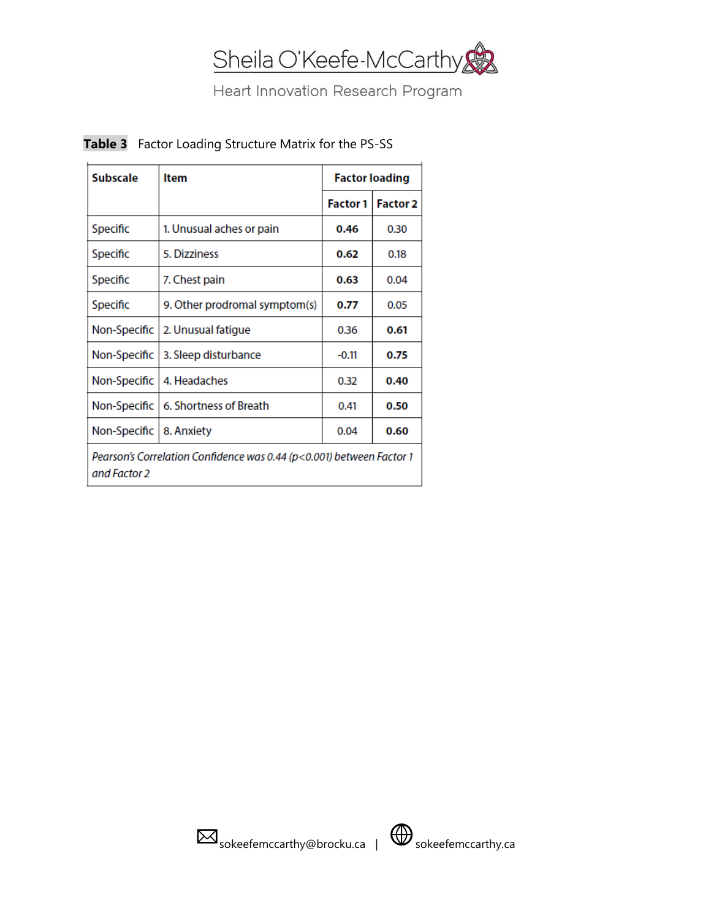**Table 3** Factor Loading Structure Matrix for the PS-SS

| Subscale | Item | Factor loading | |
|---|---|---|---|
| | | Factor 1 | Factor 2 |
| Specific | 1. Unusual aches or pain | **0.46** | 0.30 |
| Specific | 5. Dizziness | **0.62** | 0.18 |
| Specific | 7. Chest pain | **0.63** | 0.04 |
| Specific | 9. Other prodromal symptom(s) | **0.77** | 0.05 |
| Non-Specific | 2. Unusual fatigue | 0.36 | **0.61** |
| Non-Specific | 3. Sleep disturbance | -0.11 | **0.75** |
| Non-Specific | 4. Headaches | 0.32 | **0.40** |
| Non-Specific | 6. Shortness of Breath | 0.41 | **0.50** |
| Non-Specific | 8. Anxiety | 0.04 | **0.60** |

*Pearson's Correlation Confidence was 0.44 ($p<0.001$) between Factor 1 and Factor 2*